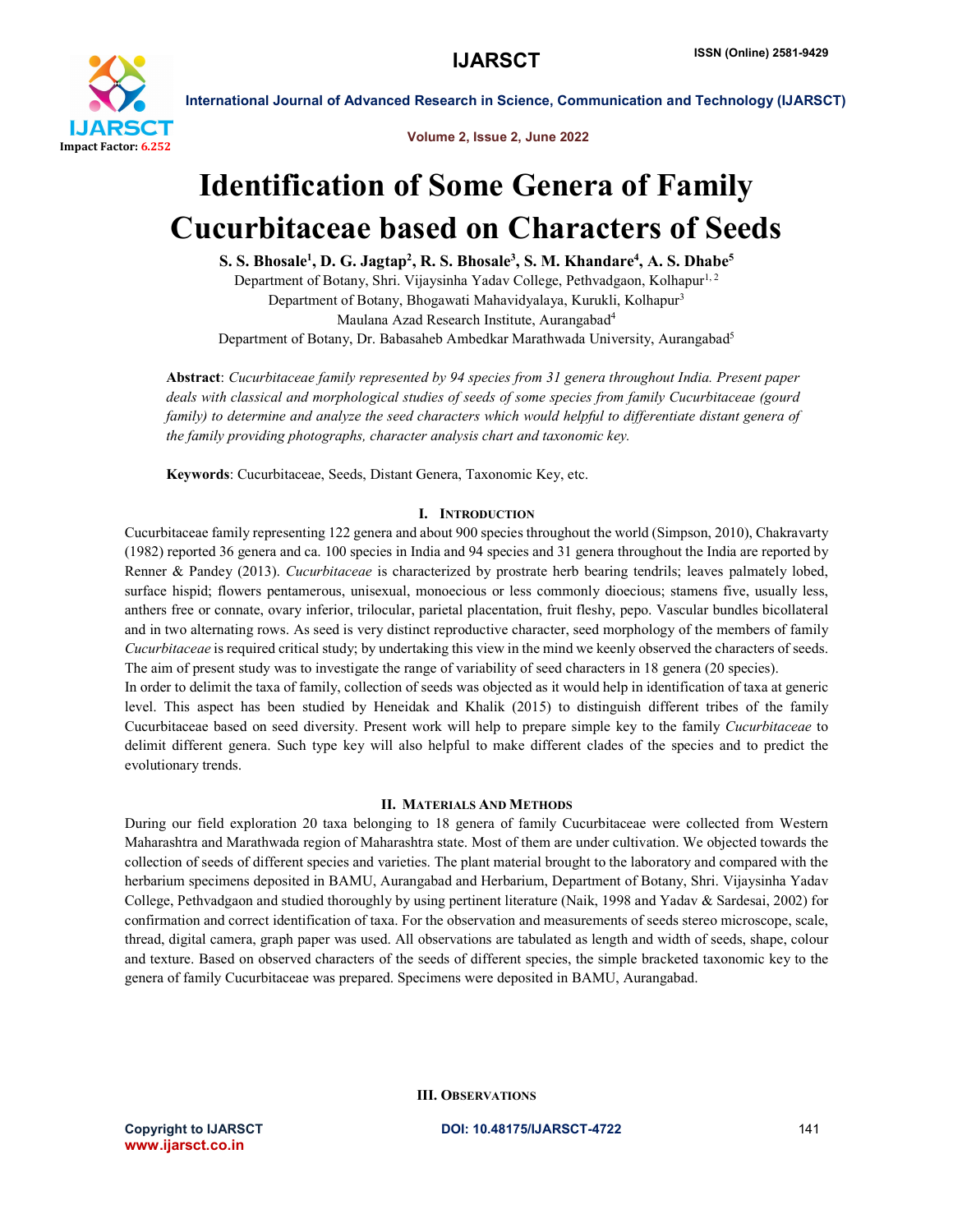# Identification of Some Genera of Family Cucurbitaceae based on Characters of Seeds

**S. S. Bhosale[1], D. G. Jagtap[2], R. S. Bhosale[3], S. M. Khandare[4], A. S. Dhabe[5]**

Department of Botany, Shri. Vijaysinha Yadav College, Pethvadgaon, Kolhapur[1, 2]

Department of Botany, Bhogawati Mahavidyalaya, Kurukli, Kolhapur[3]

Maulana Azad Research Institute, Aurangabad[4]

Department of Botany, Dr. Babasaheb Ambedkar Marathwada University, Aurangabad[5]

**Abstract**: *Cucurbitaceae family represented by 94 species from 31 genera throughout India. Present paper deals with classical and morphological studies of seeds of some species from family Cucurbitaceae (gourd family) to determine and analyze the seed characters which would helpful to differentiate distant genera of the family providing photographs, character analysis chart and taxonomic key.*

**Keywords**: Cucurbitaceae, Seeds, Distant Genera, Taxonomic Key, etc.

## I. Introduction

Cucurbitaceae family representing 122 genera and about 900 species throughout the world (Simpson, 2010), Chakravarty (1982) reported 36 genera and ca. 100 species in India and 94 species and 31 genera throughout the India are reported by Renner & Pandey (2013). *Cucurbitaceae* is characterized by prostrate herb bearing tendrils; leaves palmately lobed, surface hispid; flowers pentamerous, unisexual, monoecious or less commonly dioecious; stamens five, usually less, anthers free or connate, ovary inferior, trilocular, parietal placentation, fruit fleshy, pepo. Vascular bundles bicollateral and in two alternating rows. As seed is very distinct reproductive character, seed morphology of the members of family *Cucurbitaceae* is required critical study; by undertaking this view in the mind we keenly observed the characters of seeds. The aim of present study was to investigate the range of variability of seed characters in 18 genera (20 species).

In order to delimit the taxa of family, collection of seeds was objected as it would help in identification of taxa at generic level. This aspect has been studied by Heneidak and Khalik (2015) to distinguish different tribes of the family Cucurbitaceae based on seed diversity. Present work will help to prepare simple key to the family *Cucurbitaceae* to delimit different genera. Such type key will also helpful to make different clades of the species and to predict the evolutionary trends.

## II. Materials And Methods

During our field exploration 20 taxa belonging to 18 genera of family Cucurbitaceae were collected from Western Maharashtra and Marathwada region of Maharashtra state. Most of them are under cultivation. We objected towards the collection of seeds of different species and varieties. The plant material brought to the laboratory and compared with the herbarium specimens deposited in BAMU, Aurangabad and Herbarium, Department of Botany, Shri. Vijaysinha Yadav College, Pethvadgaon and studied thoroughly by using pertinent literature (Naik, 1998 and Yadav & Sardesai, 2002) for confirmation and correct identification of taxa. For the observation and measurements of seeds stereo microscope, scale, thread, digital camera, graph paper was used. All observations are tabulated as length and width of seeds, shape, colour and texture. Based on observed characters of the seeds of different species, the simple bracketed taxonomic key to the genera of family Cucurbitaceae was prepared. Specimens were deposited in BAMU, Aurangabad.

## III. Observations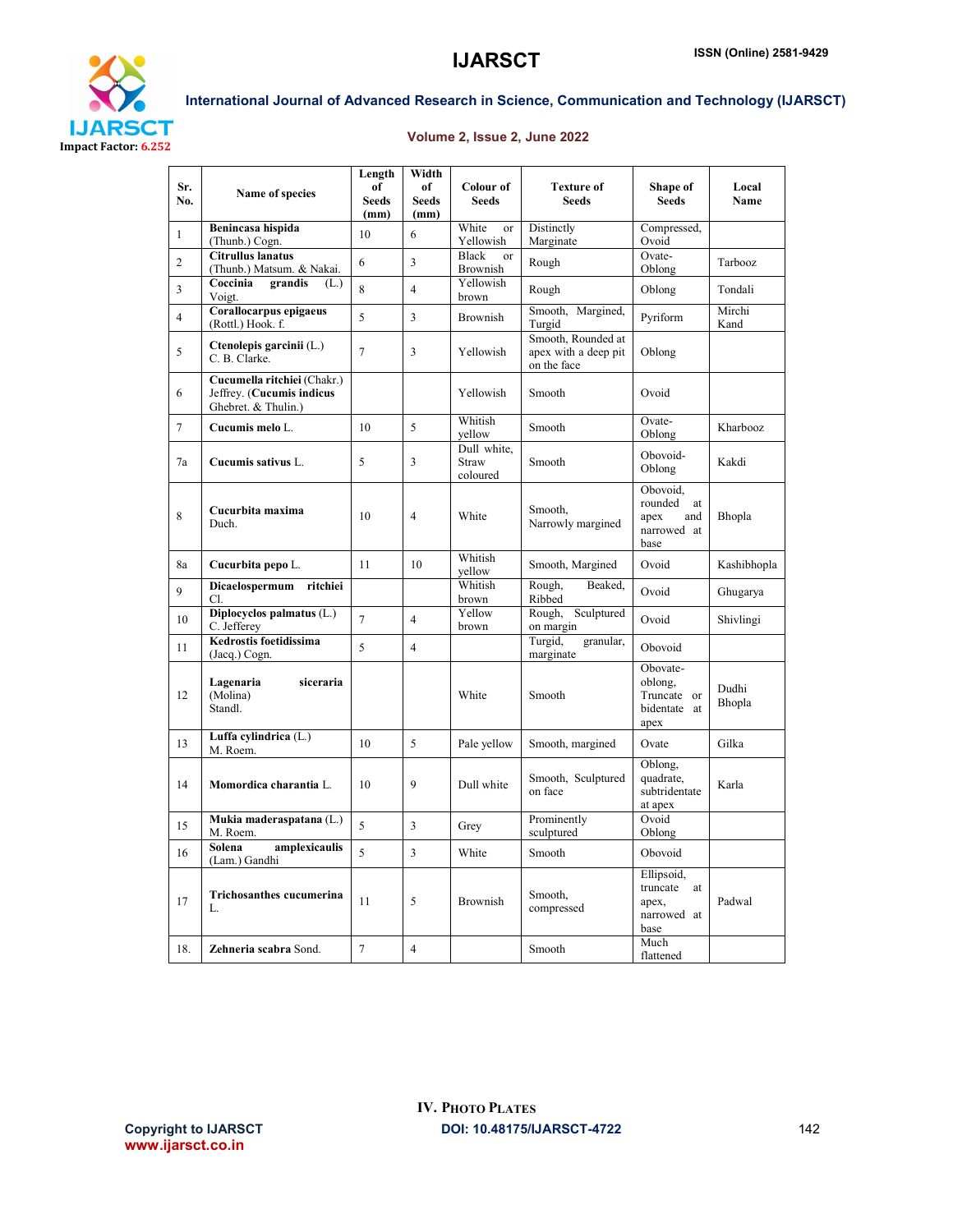| Sr. No. | Name of species | Length of Seeds (mm) | Width of Seeds (mm) | Colour of Seeds | Texture of Seeds | Shape of Seeds | Local Name |
|---|---|---|---|---|---|---|---|
| 1 | **Benincasa hispida** (Thunb.) Cogn. | 10 | 6 | White or Yellowish | Distinctly Marginate | Compressed, Ovoid | |
| 2 | **Citrullus lanatus** (Thunb.) Matsum. & Nakai. | 6 | 3 | Black or Brownish | Rough | Ovate-Oblong | Tarbooz |
| 3 | **Coccinia grandis** (L.) Voigt. | 8 | 4 | Yellowish brown | Rough | Oblong | Tondali |
| 4 | **Corallocarpus epigaeus** (Rottl.) Hook. f. | 5 | 3 | Brownish | Smooth, Margined, Turgid | Pyriform | Mirchi Kand |
| 5 | **Ctenolepis garcinii** (L.) C. B. Clarke. | 7 | 3 | Yellowish | Smooth, Rounded at apex with a deep pit on the face | Oblong | |
| 6 | **Cucumella ritchiei** (Chakr.) Jeffrey. (**Cucumis indicus** Ghebret. & Thulin.) | | | Yellowish | Smooth | Ovoid | |
| 7 | **Cucumis melo** L. | 10 | 5 | Whitish yellow | Smooth | Ovate-Oblong | Kharbooz |
| 7a | **Cucumis sativus** L. | 5 | 3 | Dull white, Straw coloured | Smooth | Obovoid-Oblong | Kakdi |
| 8 | **Cucurbita maxima** Duch. | 10 | 4 | White | Smooth, Narrowly margined | Obovoid, rounded at apex and narrowed at base | Bhopla |
| 8a | **Cucurbita pepo** L. | 11 | 10 | Whitish yellow | Smooth, Margined | Ovoid | Kashibhopla |
| 9 | **Dicaelospermum ritchiei** Cl. | | | Whitish brown | Rough, Beaked, Ribbed | Ovoid | Ghugarya |
| 10 | **Diplocyclos palmatus** (L.) C. Jefferey | 7 | 4 | Yellow brown | Rough, Sculptured on margin | Ovoid | Shivlingi |
| 11 | **Kedrostis foetidissima** (Jacq.) Cogn. | 5 | 4 | | Turgid, granular, marginate | Obovoid | |
| 12 | **Lagenaria siceraria** (Molina) Standl. | | | White | Smooth | Obovate-oblong, Truncate or bidentate at apex | Dudhi Bhopla |
| 13 | **Luffa cylindrica** (L.) M. Roem. | 10 | 5 | Pale yellow | Smooth, margined | Ovate | Gilka |
| 14 | **Momordica charantia** L. | 10 | 9 | Dull white | Smooth, Sculptured on face | Oblong, quadrate, subtridentate at apex | Karla |
| 15 | **Mukia maderaspatana** (L.) M. Roem. | 5 | 3 | Grey | Prominently sculptured | Ovoid Oblong | |
| 16 | **Solena amplexicaulis** (Lam.) Gandhi | 5 | 3 | White | Smooth | Obovoid | |
| 17 | **Trichosanthes cucumerina** L. | 11 | 5 | Brownish | Smooth, compressed | Ellipsoid, truncate at apex, narrowed at base | Padwal |
| 18. | **Zehneria scabra** Sond. | 7 | 4 | | Smooth | Much flattened | |

## IV. Photo Plates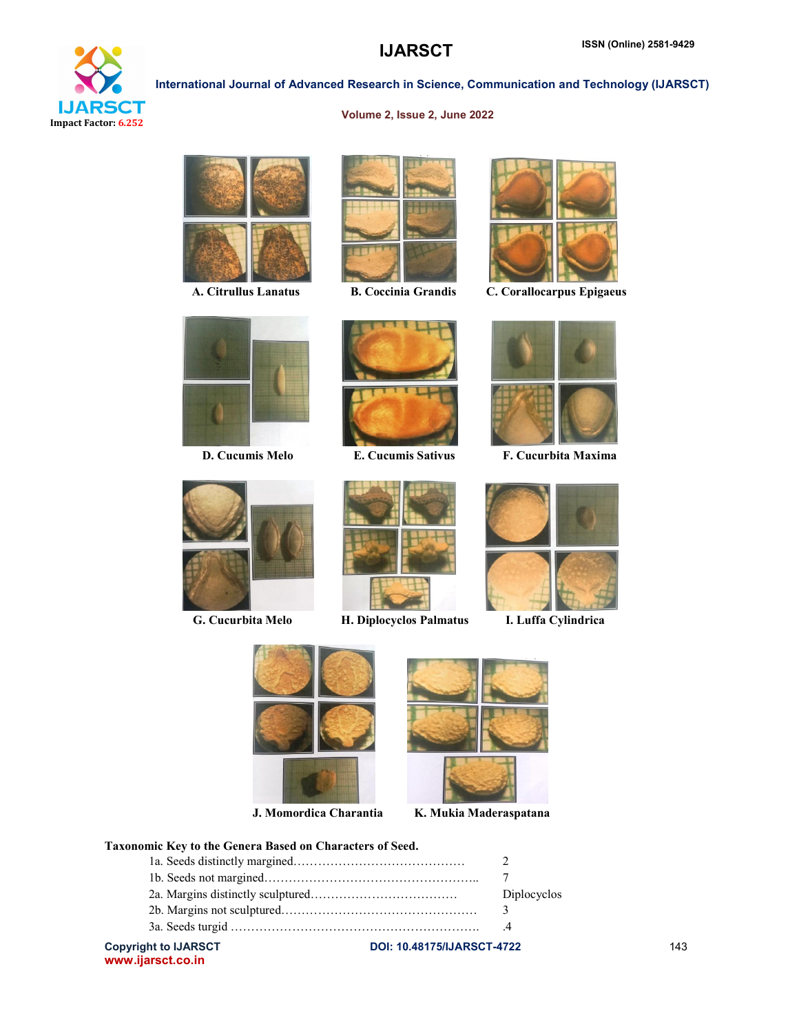A. Citrullus Lanatus

B. Coccinia Grandis

C. Corallocarpus Epigaeus

D. Cucumis Melo

E. Cucumis Sativus

F. Cucurbita Maxima

G. Cucurbita Melo

H. Diplocyclos Palmatus

I. Luffa Cylindrica

J. Momordica Charantia

K. Mukia Maderaspatana

**Taxonomic Key to the Genera Based on Characters of Seed.**

1a. Seeds distinctly margined……………………………………… 2

1b. Seeds not margined…………………………………………….. 7

2a. Margins distinctly sculptured……………………………… Diplocyclos

2b. Margins not sculptured………………………………………… 3

3a. Seeds turgid ……………………………………………………. .4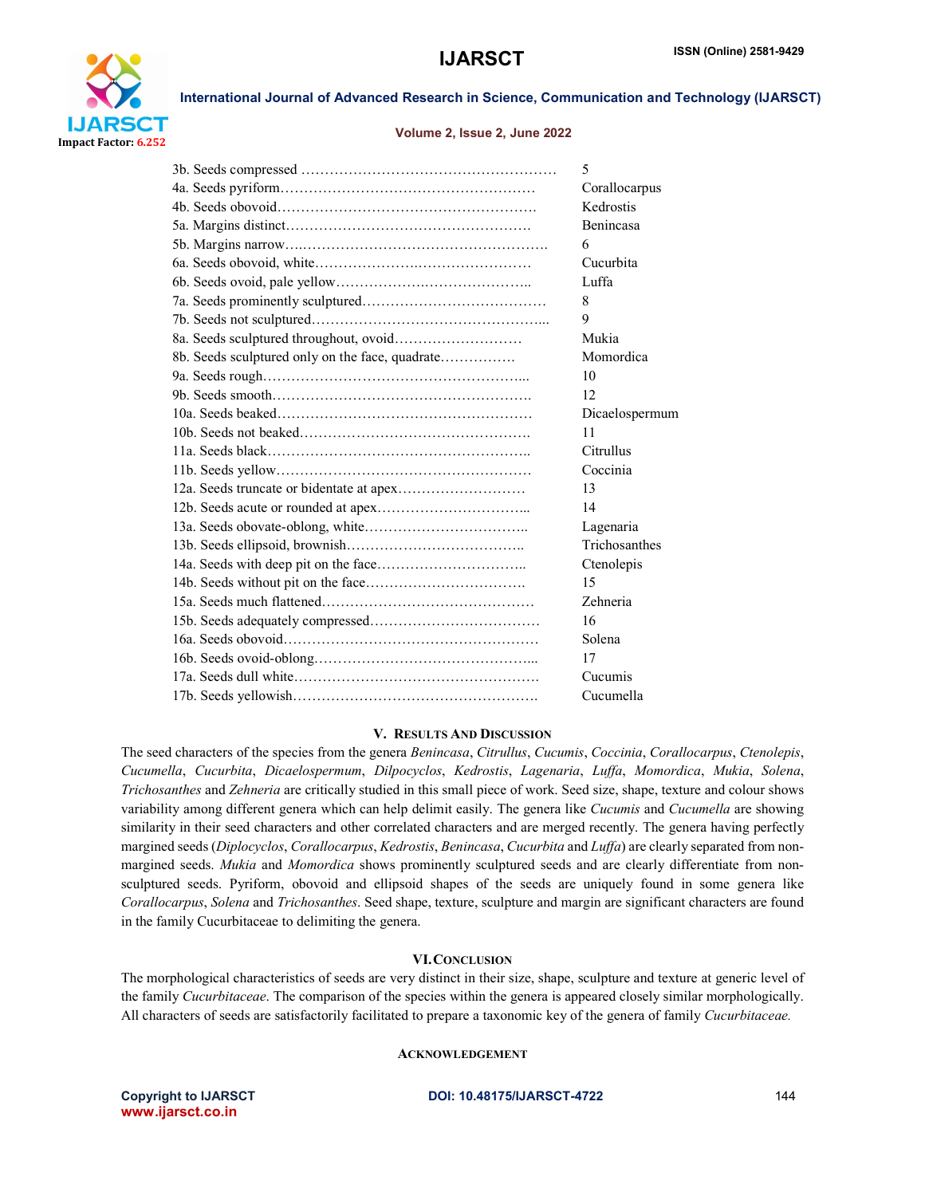| | |
|---|---|
| 3b. Seeds compressed ……………………………………………… | 5 |
| 4a. Seeds pyriform……………………………………………… | Corallocarpus |
| 4b. Seeds obovoid……………………………………………… | Kedrostis |
| 5a. Margins distinct…………………………………………… | Benincasa |
| 5b. Margins narrow….…………………………………………. | 6 |
| 6a. Seeds obovoid, white…………………….………………… | Cucurbita |
| 6b. Seeds ovoid, pale yellow…………………..……………….. | Luffa |
| 7a. Seeds prominently sculptured………………………………… | 8 |
| 7b. Seeds not sculptured…………………………………………... | 9 |
| 8a. Seeds sculptured throughout, ovoid……………………… | Mukia |
| 8b. Seeds sculptured only on the face, quadrate……………. | Momordica |
| 9a. Seeds rough………………………………………………... | 10 |
| 9b. Seeds smooth……………………………………………… | 12 |
| 10a. Seeds beaked……………………………………………… | Dicaelospermum |
| 10b. Seeds not beaked…………………………………………. | 11 |
| 11a. Seeds black……………………………………………….. | Citrullus |
| 11b. Seeds yellow……………………………………………… | Coccinia |
| 12a. Seeds truncate or bidentate at apex……………………… | 13 |
| 12b. Seeds acute or rounded at apex…………………………... | 14 |
| 13a. Seeds obovate-oblong, white…………………………….. | Lagenaria |
| 13b. Seeds ellipsoid, brownish……………………………….. | Trichosanthes |
| 14a. Seeds with deep pit on the face………………………….. | Ctenolepis |
| 14b. Seeds without pit on the face……………………………. | 15 |
| 15a. Seeds much flattened…………………………………… | Zehneria |
| 15b. Seeds adequately compressed……………………………… | 16 |
| 16a. Seeds obovoid……………………………………………… | Solena |
| 16b. Seeds ovoid-oblong.………………………………………... | 17 |
| 17a. Seeds dull white…………………………………………… | Cucumis |
| 17b. Seeds yellowish……………………………………………. | Cucumella |

## V. Results And Discussion

The seed characters of the species from the genera *Benincasa*, *Citrullus*, *Cucumis*, *Coccinia*, *Corallocarpus*, *Ctenolepis*, *Cucumella*, *Cucurbita*, *Dicaelospermum*, *Dilpocyclos*, *Kedrostis*, *Lagenaria*, *Luffa*, *Momordica*, *Mukia*, *Solena*, *Trichosanthes* and *Zehneria* are critically studied in this small piece of work. Seed size, shape, texture and colour shows variability among different genera which can help delimit easily. The genera like *Cucumis* and *Cucumella* are showing similarity in their seed characters and other correlated characters and are merged recently. The genera having perfectly margined seeds (*Diplocyclos*, *Corallocarpus*, *Kedrostis*, *Benincasa*, *Cucurbita* and *Luffa*) are clearly separated from non-margined seeds. *Mukia* and *Momordica* shows prominently sculptured seeds and are clearly differentiate from non-sculptured seeds. Pyriform, obovoid and ellipsoid shapes of the seeds are uniquely found in some genera like *Corallocarpus*, *Solena* and *Trichosanthes*. Seed shape, texture, sculpture and margin are significant characters are found in the family Cucurbitaceae to delimiting the genera.

## VI. Conclusion

The morphological characteristics of seeds are very distinct in their size, shape, sculpture and texture at generic level of the family *Cucurbitaceae*. The comparison of the species within the genera is appeared closely similar morphologically. All characters of seeds are satisfactorily facilitated to prepare a taxonomic key of the genera of family *Cucurbitaceae.*

## Acknowledgement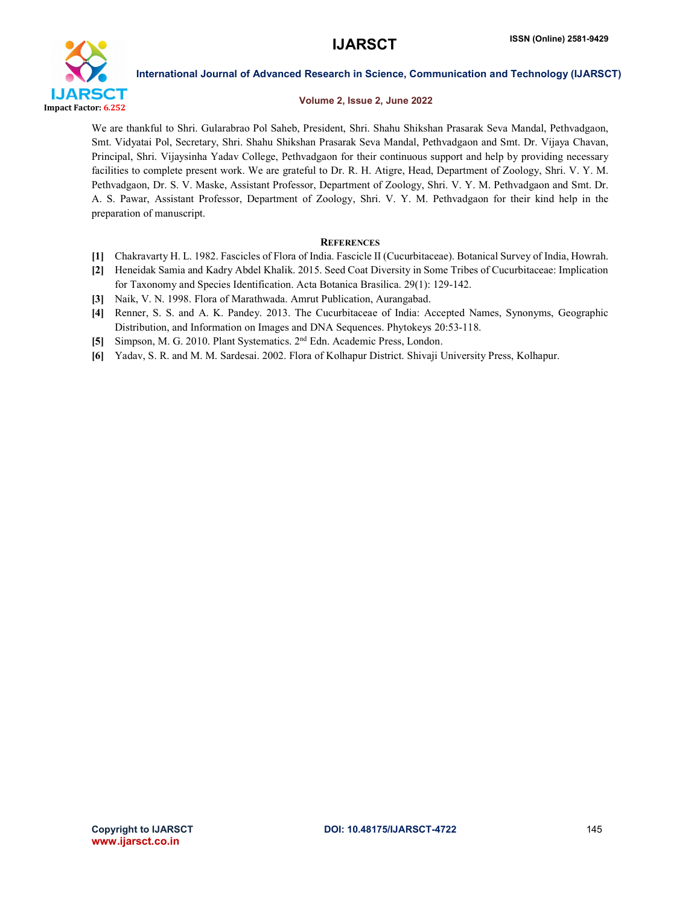We are thankful to Shri. Gularabrao Pol Saheb, President, Shri. Shahu Shikshan Prasarak Seva Mandal, Pethvadgaon, Smt. Vidyatai Pol, Secretary, Shri. Shahu Shikshan Prasarak Seva Mandal, Pethvadgaon and Smt. Dr. Vijaya Chavan, Principal, Shri. Vijaysinha Yadav College, Pethvadgaon for their continuous support and help by providing necessary facilities to complete present work. We are grateful to Dr. R. H. Atigre, Head, Department of Zoology, Shri. V. Y. M. Pethvadgaon, Dr. S. V. Maske, Assistant Professor, Department of Zoology, Shri. V. Y. M. Pethvadgaon and Smt. Dr. A. S. Pawar, Assistant Professor, Department of Zoology, Shri. V. Y. M. Pethvadgaon for their kind help in the preparation of manuscript.

## References

- **[1]** Chakravarty H. L. 1982. Fascicles of Flora of India. Fascicle II (Cucurbitaceae). Botanical Survey of India, Howrah.
- **[2]** Heneidak Samia and Kadry Abdel Khalik. 2015. Seed Coat Diversity in Some Tribes of Cucurbitaceae: Implication for Taxonomy and Species Identification. Acta Botanica Brasilica. 29(1): 129-142.
- **[3]** Naik, V. N. 1998. Flora of Marathwada. Amrut Publication, Aurangabad.
- **[4]** Renner, S. S. and A. K. Pandey. 2013. The Cucurbitaceae of India: Accepted Names, Synonyms, Geographic Distribution, and Information on Images and DNA Sequences. Phytokeys 20:53-118.
- **[5]** Simpson, M. G. 2010. Plant Systematics. 2nd Edn. Academic Press, London.
- **[6]** Yadav, S. R. and M. M. Sardesai. 2002. Flora of Kolhapur District. Shivaji University Press, Kolhapur.